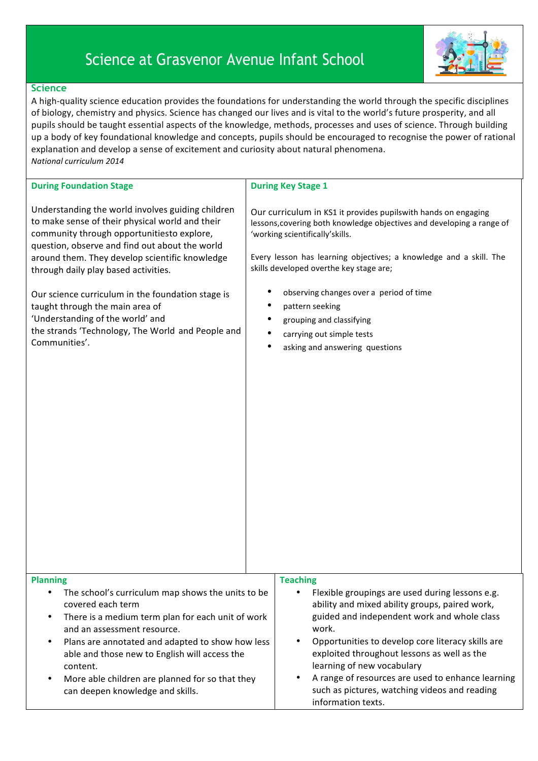# Science at Grasvenor Avenue Infant School

## Science

A high-quality science education provides the foundations for understanding the world through the specific disciplines of biology, chemistry and physics. Science has changed our lives and is vital to the world's future prosperity, and all pupils should be taught essential aspects of the knowledge, methods, processes and uses of science. Through building up a body of key foundational knowledge and concepts, pupils should be encouraged to recognise the power of rational explanation and develop a sense of excitement and curiosity about natural phenomena.

*National curriculum 2014*

### During Foundation Stage

Understanding the world involves guiding children to make sense of their physical world and their community through opportunitiesto explore, question, observe and find out about the world around them. They develop scientific knowledge through daily play based activities.

Our science curriculum in the foundation stage is taught through the main area of 'Understanding of the world' and the strands 'Technology, The World and People and Communities'.

### During Key Stage 1

Our curriculum in KS1 it provides pupilswith hands on engaging lessons,covering both knowledge objectives and developing a range of 'working scientifically'skills.

Every lesson has learning objectives; a knowledge and a skill. The skills developed overthe key stage are;

- observing changes over a period of time
- pattern seeking
- grouping and classifying
- carrying out simple tests
- asking and answering questions

### Planning

- The school's curriculum map shows the units to be covered each term
- There is a medium term plan for each unit of work and an assessment resource.
- Plans are annotated and adapted to show how less able and those new to English will access the content.
- More able children are planned for so that they can deepen knowledge and skills.

### Teaching

- Flexible groupings are used during lessons e.g. ability and mixed ability groups, paired work, guided and independent work and whole class work.
- Opportunities to develop core literacy skills are exploited throughout lessons as well as the learning of new vocabulary
- A range of resources are used to enhance learning such as pictures, watching videos and reading information texts.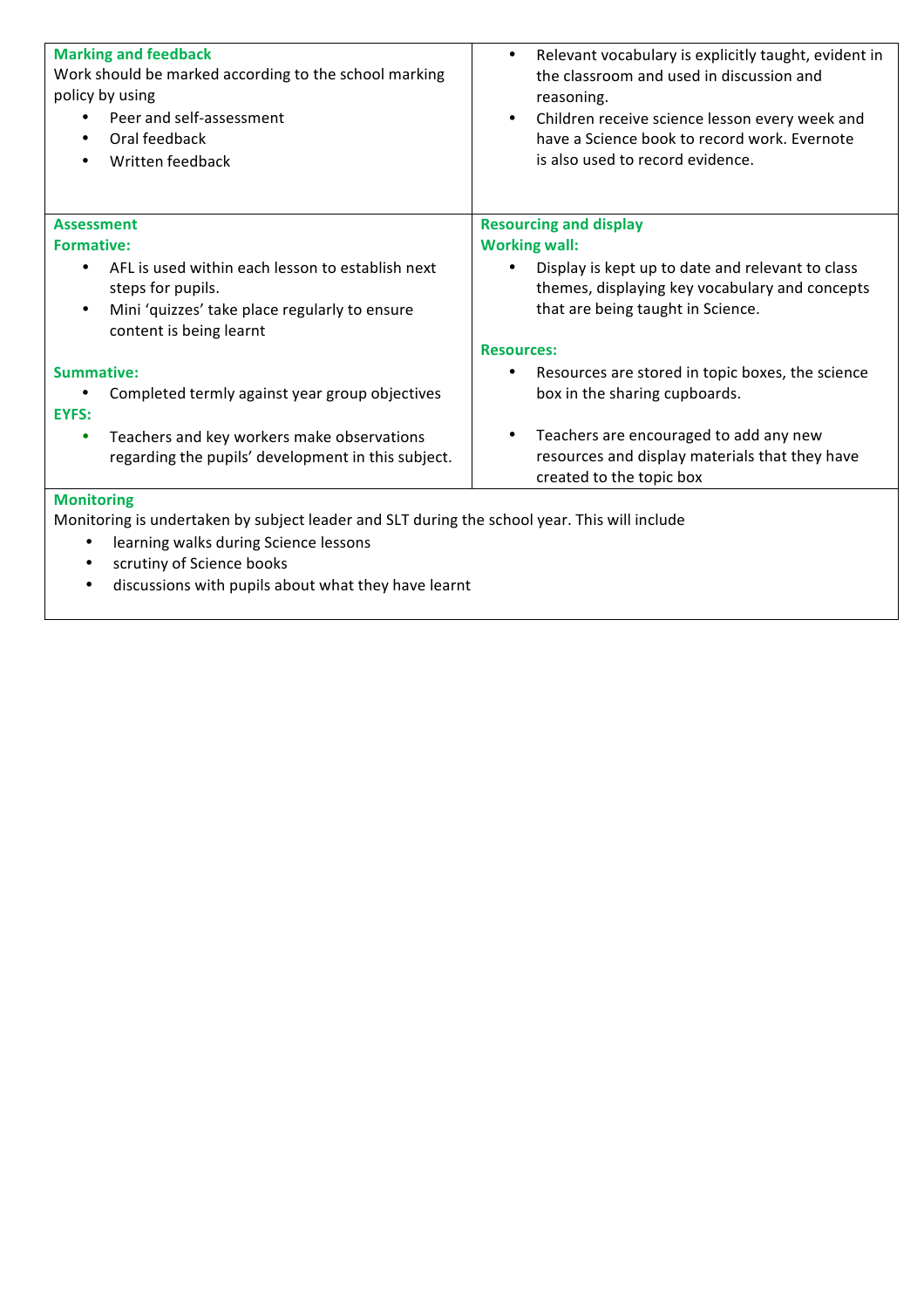| | |
|---|---|
| **Marking and feedback**<br>Work should be marked according to the school marking policy by using<br>• Peer and self-assessment<br>• Oral feedback<br>• Written feedback | • Relevant vocabulary is explicitly taught, evident in the classroom and used in discussion and reasoning.<br>• Children receive science lesson every week and have a Science book to record work. Evernote is also used to record evidence. |
| **Assessment**<br>**Formative:**<br>• AFL is used within each lesson to establish next steps for pupils.<br>• Mini 'quizzes' take place regularly to ensure content is being learnt<br><br>**Summative:**<br>• Completed termly against year group objectives<br>**EYFS:**<br>• Teachers and key workers make observations regarding the pupils' development in this subject. | **Resourcing and display**<br>**Working wall:**<br>• Display is kept up to date and relevant to class themes, displaying key vocabulary and concepts that are being taught in Science.<br><br>**Resources:**<br>• Resources are stored in topic boxes, the science box in the sharing cupboards.<br><br>• Teachers are encouraged to add any new resources and display materials that they have created to the topic box |

**Monitoring**

Monitoring is undertaken by subject leader and SLT during the school year. This will include

- learning walks during Science lessons
- scrutiny of Science books
- discussions with pupils about what they have learnt